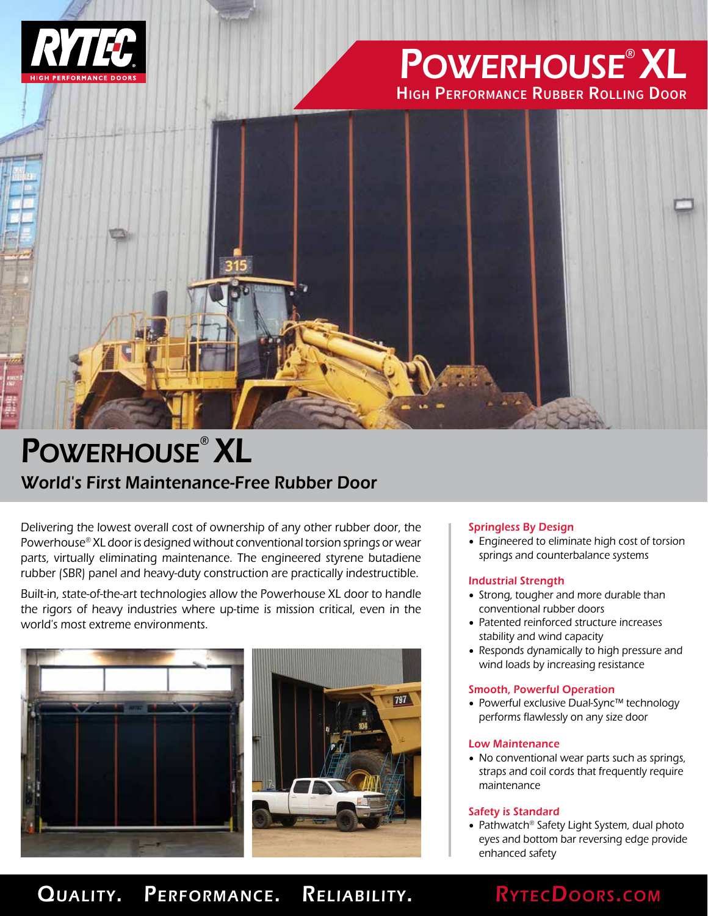RYTEC
HIGH PERFORMANCE DOORS

# POWERHOUSE® XL

High Performance Rubber Rolling Door

# POWERHOUSE® XL

## World's First Maintenance-Free Rubber Door

Delivering the lowest overall cost of ownership of any other rubber door, the Powerhouse® XL door is designed without conventional torsion springs or wear parts, virtually eliminating maintenance. The engineered styrene butadiene rubber (SBR) panel and heavy-duty construction are practically indestructible.

Built-in, state-of-the-art technologies allow the Powerhouse XL door to handle the rigors of heavy industries where up-time is mission critical, even in the world's most extreme environments.

### Springless By Design

- Engineered to eliminate high cost of torsion springs and counterbalance systems

### Industrial Strength

- Strong, tougher and more durable than conventional rubber doors
- Patented reinforced structure increases stability and wind capacity
- Responds dynamically to high pressure and wind loads by increasing resistance

### Smooth, Powerful Operation

- Powerful exclusive Dual-Sync™ technology performs flawlessly on any size door

### Low Maintenance

- No conventional wear parts such as springs, straps and coil cords that frequently require maintenance

### Safety is Standard

- Pathwatch® Safety Light System, dual photo eyes and bottom bar reversing edge provide enhanced safety

**QUALITY. PERFORMANCE. RELIABILITY.** RYTECDOORS.COM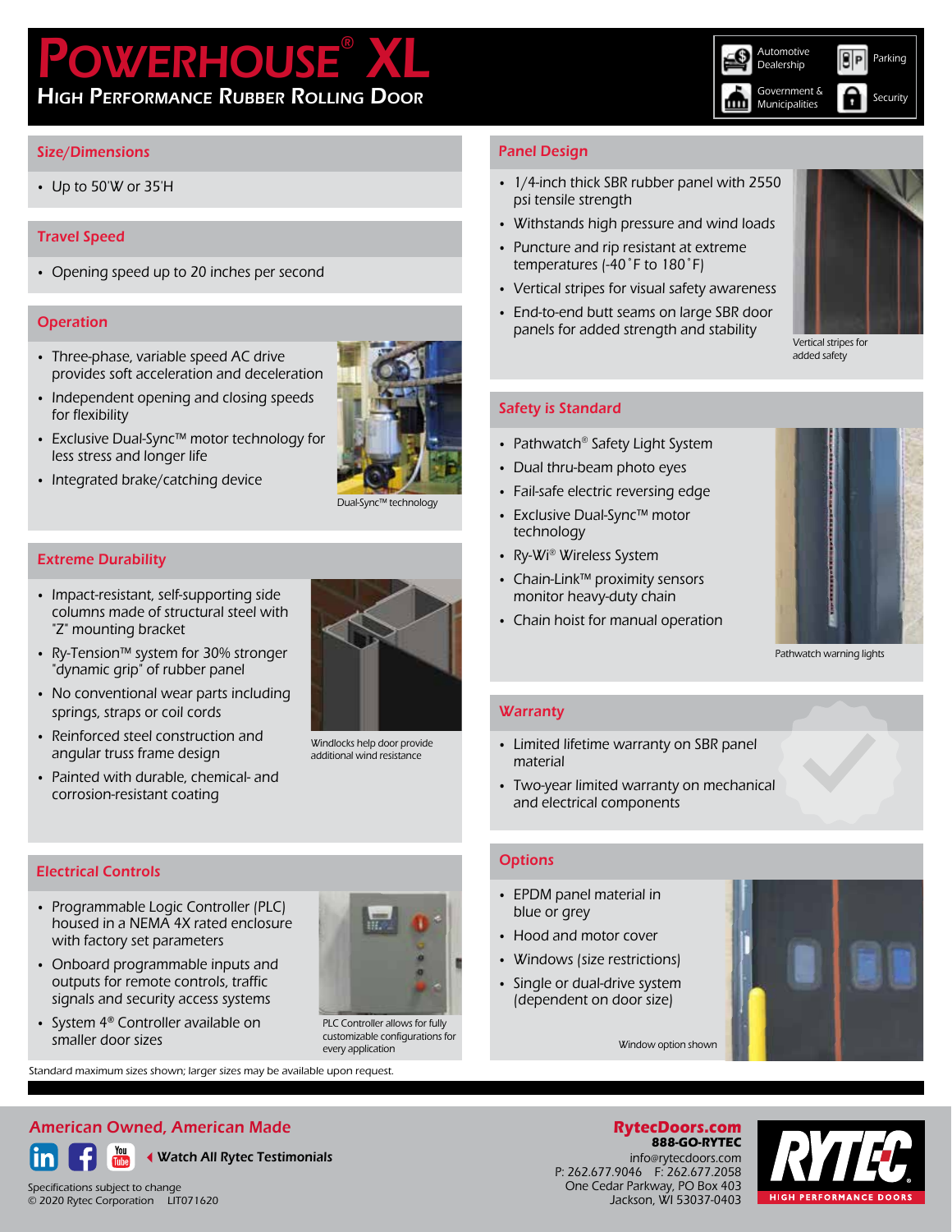# POWERHOUSE® XL

## HIGH PERFORMANCE RUBBER ROLLING DOOR

Automotive Dealership | Parking | Government & Municipalities | Security

## Size/Dimensions

- Up to 50'W or 35'H

## Travel Speed

- Opening speed up to 20 inches per second

## Operation

- Three-phase, variable speed AC drive provides soft acceleration and deceleration
- Independent opening and closing speeds for flexibility
- Exclusive Dual-Sync™ motor technology for less stress and longer life
- Integrated brake/catching device

Dual-Sync™ technology

## Extreme Durability

- Impact-resistant, self-supporting side columns made of structural steel with "Z" mounting bracket
- Ry-Tension™ system for 30% stronger "dynamic grip" of rubber panel
- No conventional wear parts including springs, straps or coil cords
- Reinforced steel construction and angular truss frame design
- Painted with durable, chemical- and corrosion-resistant coating

Windlocks help door provide additional wind resistance

## Electrical Controls

- Programmable Logic Controller (PLC) housed in a NEMA 4X rated enclosure with factory set parameters
- Onboard programmable inputs and outputs for remote controls, traffic signals and security access systems
- System 4® Controller available on smaller door sizes

PLC Controller allows for fully customizable configurations for every application

Standard maximum sizes shown; larger sizes may be available upon request.

## Panel Design

- 1/4-inch thick SBR rubber panel with 2550 psi tensile strength
- Withstands high pressure and wind loads
- Puncture and rip resistant at extreme temperatures (-40˚F to 180˚F)
- Vertical stripes for visual safety awareness
- End-to-end butt seams on large SBR door panels for added strength and stability

Vertical stripes for added safety

## Safety is Standard

- Pathwatch® Safety Light System
- Dual thru-beam photo eyes
- Fail-safe electric reversing edge
- Exclusive Dual-Sync™ motor technology
- Ry-Wi® Wireless System
- Chain-Link™ proximity sensors monitor heavy-duty chain
- Chain hoist for manual operation

Pathwatch warning lights

## Warranty

- Limited lifetime warranty on SBR panel material
- Two-year limited warranty on mechanical and electrical components

## Options

- EPDM panel material in blue or grey
- Hood and motor cover
- Windows (size restrictions)
- Single or dual-drive system (dependent on door size)

Window option shown

**American Owned, American Made**

◀ **Watch All Rytec Testimonials**

Specifications subject to change
© 2020 Rytec Corporation LIT071620

**RytecDoors.com**
**888-GO-RYTEC**
info@rytecdoors.com
P: 262.677.9046 F: 262.677.2058
One Cedar Parkway, PO Box 403
Jackson, WI 53037-0403

RYTEC HIGH PERFORMANCE DOORS